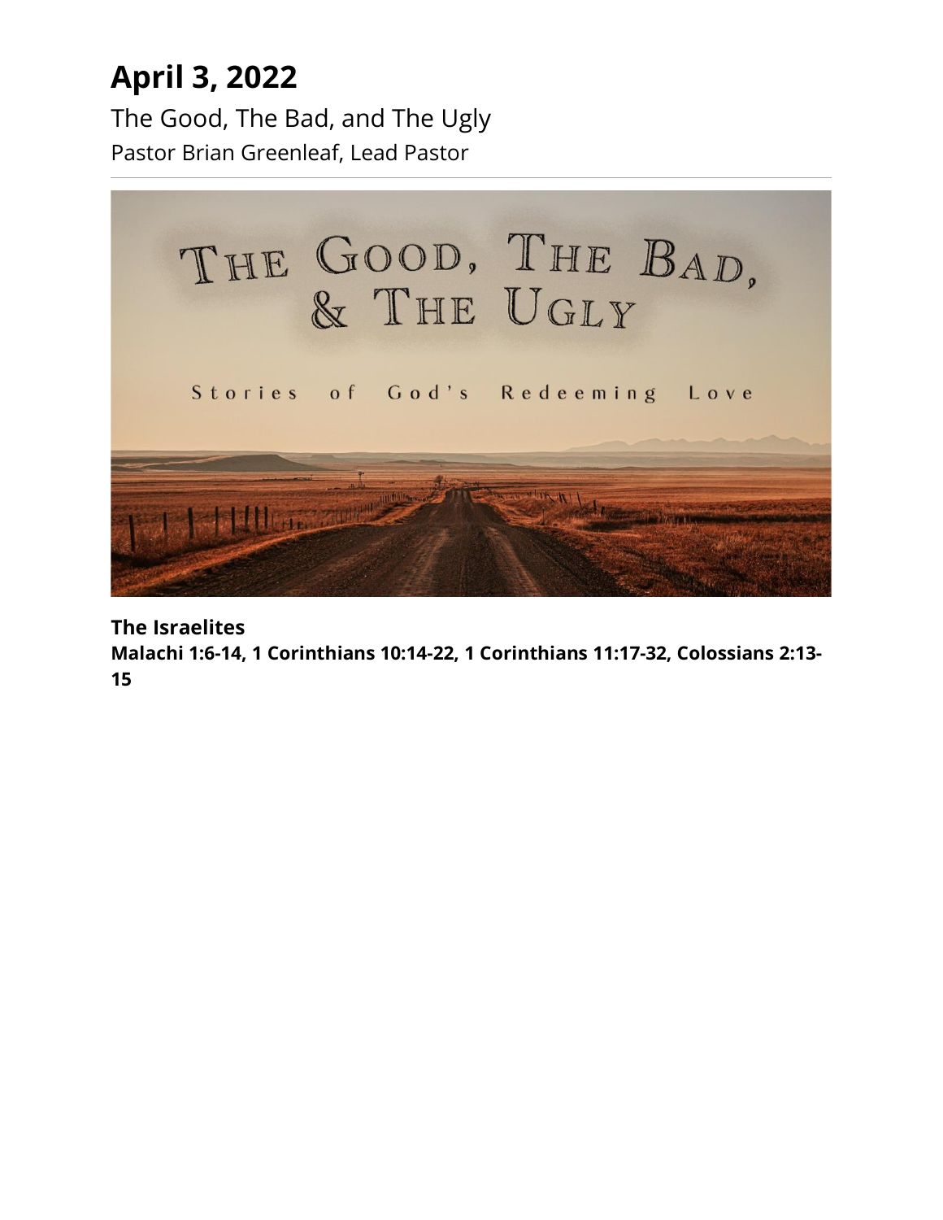# April 3, 2022

The Good, The Bad, and The Ugly

Pastor Brian Greenleaf, Lead Pastor

---

THE GOOD, THE BAD, & THE UGLY

Stories of God's Redeeming Love

**The Israelites**

**Malachi 1:6-14, 1 Corinthians 10:14-22, 1 Corinthians 11:17-32, Colossians 2:13-15**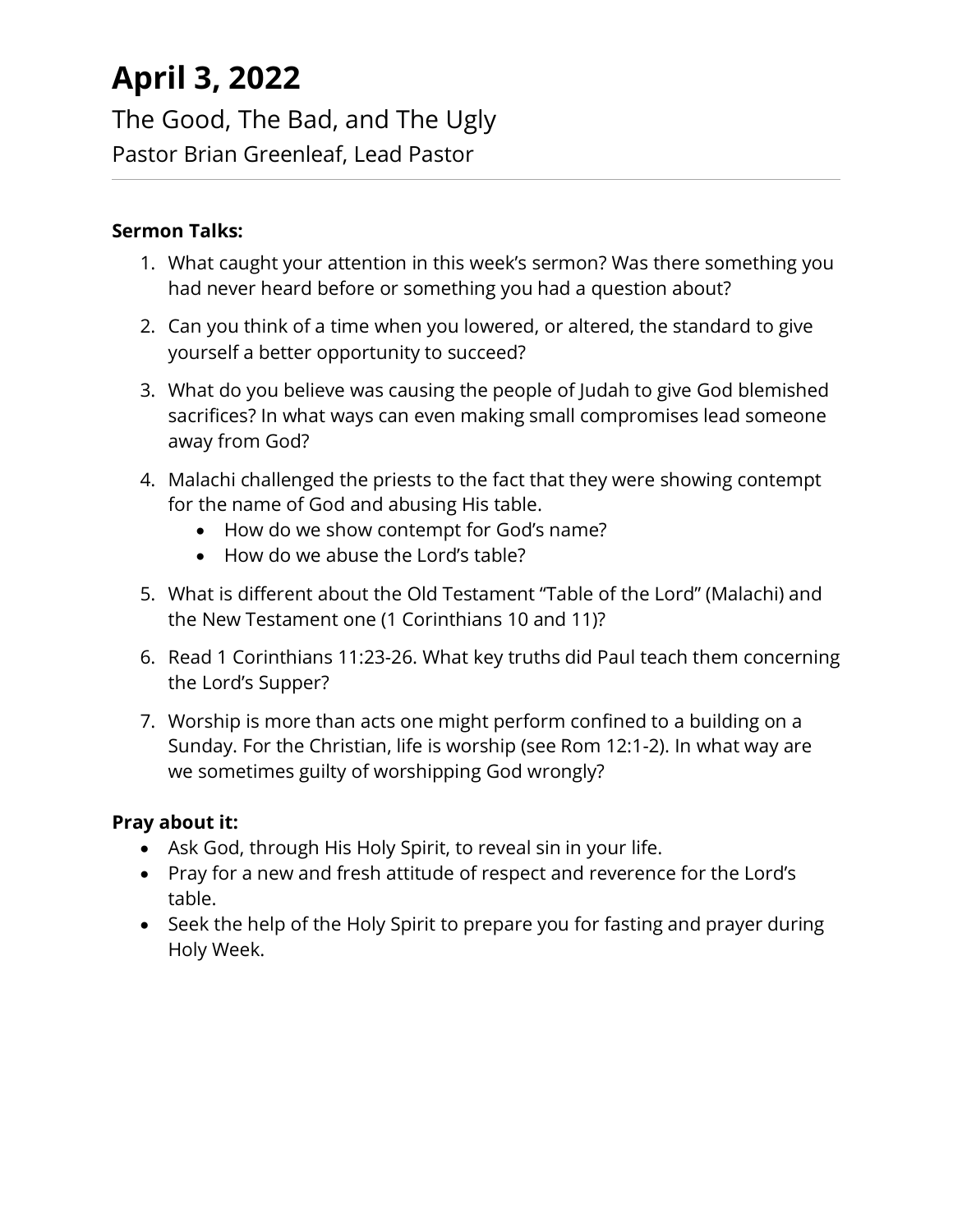# April 3, 2022

The Good, The Bad, and The Ugly

Pastor Brian Greenleaf, Lead Pastor

---

**Sermon Talks:**

1. What caught your attention in this week's sermon? Was there something you had never heard before or something you had a question about?
2. Can you think of a time when you lowered, or altered, the standard to give yourself a better opportunity to succeed?
3. What do you believe was causing the people of Judah to give God blemished sacrifices? In what ways can even making small compromises lead someone away from God?
4. Malachi challenged the priests to the fact that they were showing contempt for the name of God and abusing His table.
   - How do we show contempt for God's name?
   - How do we abuse the Lord's table?
5. What is different about the Old Testament "Table of the Lord" (Malachi) and the New Testament one (1 Corinthians 10 and 11)?
6. Read 1 Corinthians 11:23-26. What key truths did Paul teach them concerning the Lord's Supper?
7. Worship is more than acts one might perform confined to a building on a Sunday. For the Christian, life is worship (see Rom 12:1-2). In what way are we sometimes guilty of worshipping God wrongly?

**Pray about it:**

- Ask God, through His Holy Spirit, to reveal sin in your life.
- Pray for a new and fresh attitude of respect and reverence for the Lord's table.
- Seek the help of the Holy Spirit to prepare you for fasting and prayer during Holy Week.